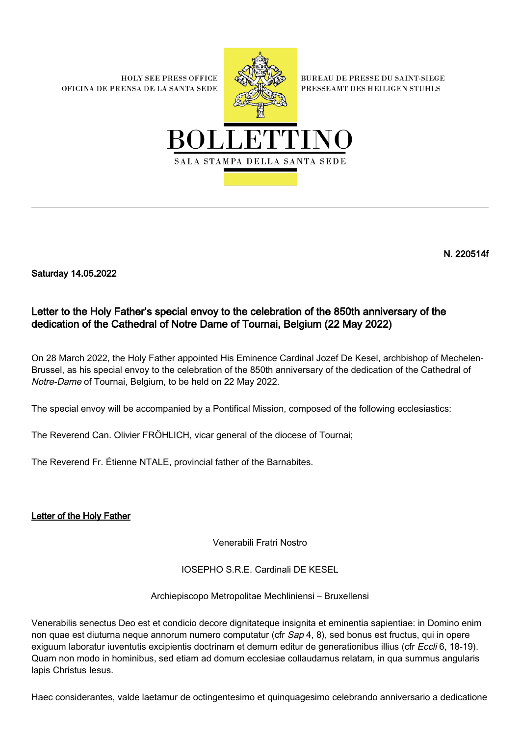HOLY SEE PRESS OFFICE
OFICINA DE PRENSA DE LA SANTA SEDE

BUREAU DE PRESSE DU SAINT-SIEGE
PRESSEAMT DES HEILIGEN STUHLS

# BOLLETTINO

SALA STAMPA DELLA SANTA SEDE

**N. 220514f**

**Saturday 14.05.2022**

## Letter to the Holy Father’s special envoy to the celebration of the 850th anniversary of the dedication of the Cathedral of Notre Dame of Tournai, Belgium (22 May 2022)

On 28 March 2022, the Holy Father appointed His Eminence Cardinal Jozef De Kesel, archbishop of Mechelen-Brussel, as his special envoy to the celebration of the 850th anniversary of the dedication of the Cathedral of *Notre-Dame* of Tournai, Belgium, to be held on 22 May 2022.

The special envoy will be accompanied by a Pontifical Mission, composed of the following ecclesiastics:

The Reverend Can. Olivier FRÖHLICH, vicar general of the diocese of Tournai;

The Reverend Fr. Étienne NTALE, provincial father of the Barnabites.

**Letter of the Holy Father**

Venerabili Fratri Nostro

IOSEPHO S.R.E. Cardinali DE KESEL

Archiepiscopo Metropolitae Mechliniensi – Bruxellensi

Venerabilis senectus Deo est et condicio decore dignitateque insignita et eminentia sapientiae: in Domino enim non quae est diuturna neque annorum numero computatur (cfr *Sap* 4, 8), sed bonus est fructus, qui in opere exiguum laboratur iuventutis excipientis doctrinam et demum editur de generationibus illius (cfr *Eccli* 6, 18-19). Quam non modo in hominibus, sed etiam ad domum ecclesiae collaudamus relatam, in qua summus angularis lapis Christus Iesus.

Haec considerantes, valde laetamur de octingentesimo et quinquagesimo celebrando anniversario a dedicatione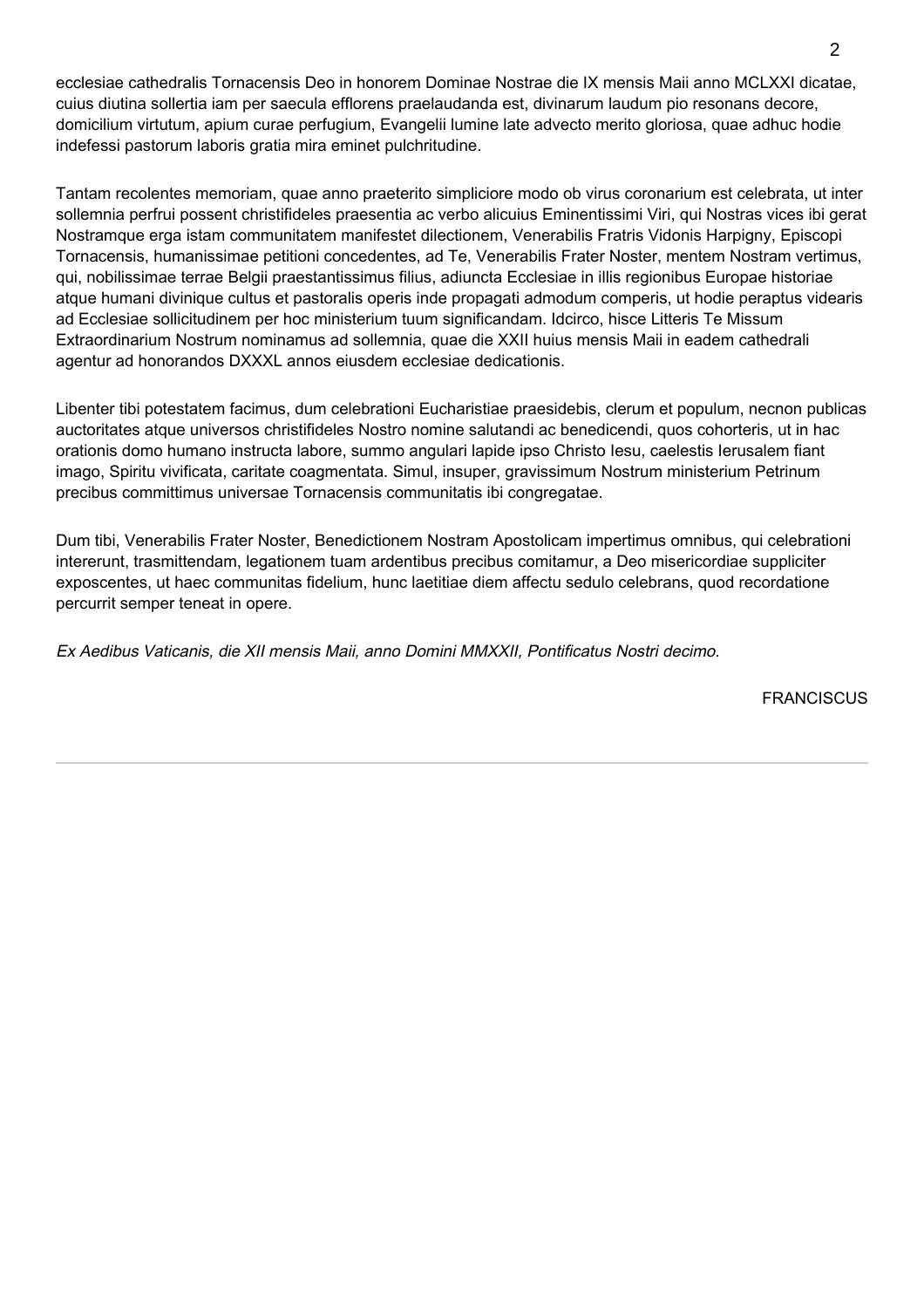ecclesiae cathedralis Tornacensis Deo in honorem Dominae Nostrae die IX mensis Maii anno MCLXXI dicatae, cuius diutina sollertia iam per saecula efflorens praelaudanda est, divinarum laudum pio resonans decore, domicilium virtutum, apium curae perfugium, Evangelii lumine late advecto merito gloriosa, quae adhuc hodie indefessi pastorum laboris gratia mira eminet pulchritudine.

Tantam recolentes memoriam, quae anno praeterito simpliciore modo ob virus coronarium est celebrata, ut inter sollemnia perfrui possent christifideles praesentia ac verbo alicuius Eminentissimi Viri, qui Nostras vices ibi gerat Nostramque erga istam communitatem manifestet dilectionem, Venerabilis Fratris Vidonis Harpigny, Episcopi Tornacensis, humanissimae petitioni concedentes, ad Te, Venerabilis Frater Noster, mentem Nostram vertimus, qui, nobilissimae terrae Belgii praestantissimus filius, adiuncta Ecclesiae in illis regionibus Europae historiae atque humani divinique cultus et pastoralis operis inde propagati admodum comperis, ut hodie peraptus videaris ad Ecclesiae sollicitudinem per hoc ministerium tuum significandam. Idcirco, hisce Litteris Te Missum Extraordinarium Nostrum nominamus ad sollemnia, quae die XXII huius mensis Maii in eadem cathedrali agentur ad honorandos DXXXL annos eiusdem ecclesiae dedicationis.

Libenter tibi potestatem facimus, dum celebrationi Eucharistiae praesidebis, clerum et populum, necnon publicas auctoritates atque universos christifideles Nostro nomine salutandi ac benedicendi, quos cohorteris, ut in hac orationis domo humano instructa labore, summo angulari lapide ipso Christo Iesu, caelestis Ierusalem fiant imago, Spiritu vivificata, caritate coagmentata. Simul, insuper, gravissimum Nostrum ministerium Petrinum precibus committimus universae Tornacensis communitatis ibi congregatae.

Dum tibi, Venerabilis Frater Noster, Benedictionem Nostram Apostolicam impertimus omnibus, qui celebrationi intererunt, trasmittendam, legationem tuam ardentibus precibus comitamur, a Deo misericordiae suppliciter exposcentes, ut haec communitas fidelium, hunc laetitiae diem affectu sedulo celebrans, quod recordatione percurrit semper teneat in opere.

*Ex Aedibus Vaticanis, die XII mensis Maii, anno Domini MMXXII, Pontificatus Nostri decimo.*

FRANCISCUS